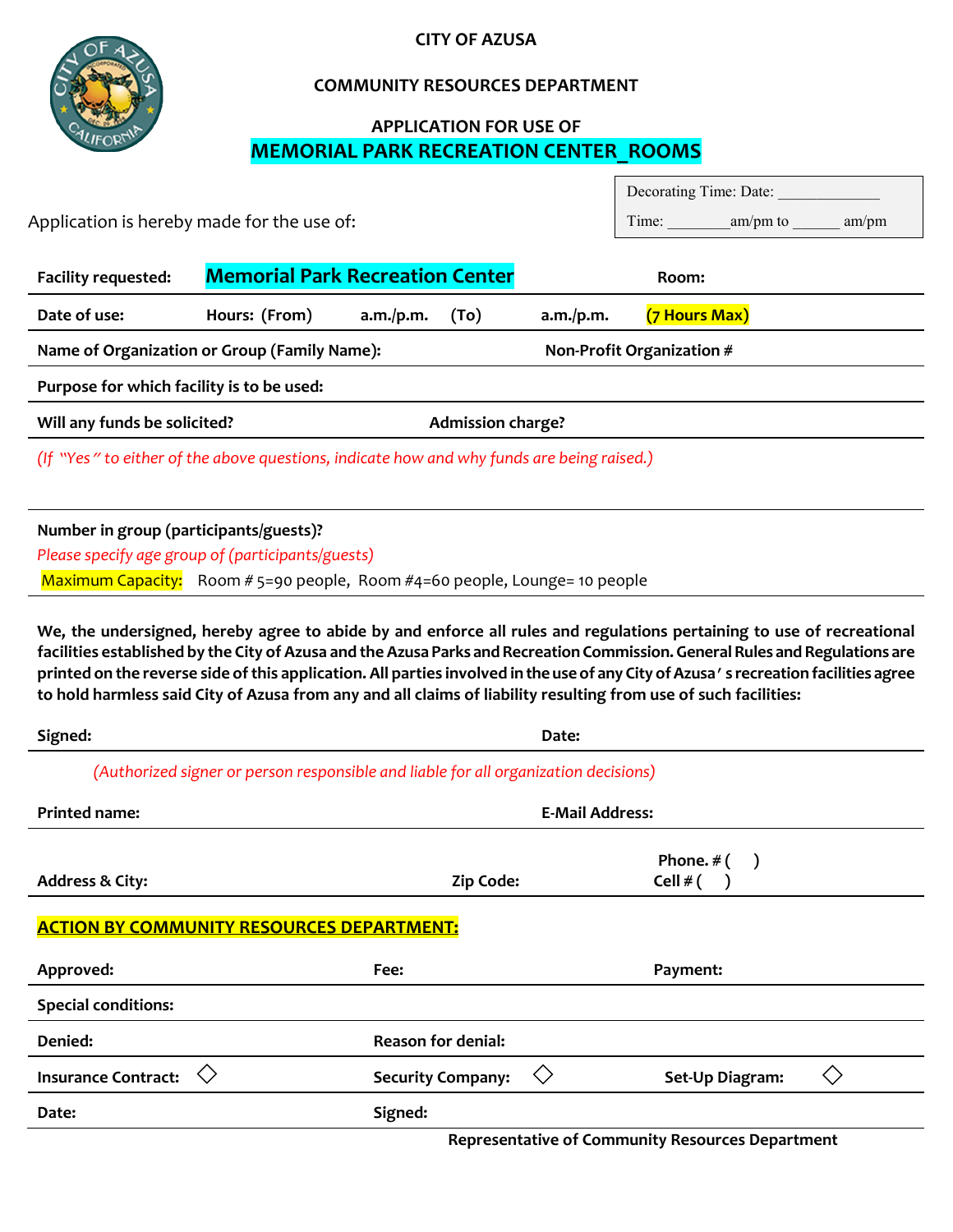**CITY OF AZUSA**

**COMMUNITY RESOURCES DEPARTMENT**

**APPLICATION FOR USE OF**

# MEMORIAL PARK RECREATION CENTER_ROOMS

Decorating Time: Date: _____________

Time: ________am/pm to ______ am/pm

Application is hereby made for the use of:

**Facility requested:** **Memorial Park Recreation Center** **Room:**

**Date of use:** **Hours: (From)** **a.m./p.m.** **(To)** **a.m./p.m.** **(7 Hours Max)**

**Name of Organization or Group (Family Name):** **Non-Profit Organization #**

**Purpose for which facility is to be used:**

**Will any funds be solicited?** **Admission charge?**

*(If "Yes" to either of the above questions, indicate how and why funds are being raised.)*

**Number in group (participants/guests)?**

*Please specify age group of (participants/guests)*

Maximum Capacity: Room # 5=90 people, Room #4=60 people, Lounge= 10 people

**We, the undersigned, hereby agree to abide by and enforce all rules and regulations pertaining to use of recreational facilities established by the City of Azusa and the Azusa Parks and Recreation Commission. General Rules and Regulations are printed on the reverse side of this application. All parties involved in the use of any City of Azusa's recreation facilities agree to hold harmless said City of Azusa from any and all claims of liability resulting from use of such facilities:**

**Signed:** **Date:**

*(Authorized signer or person responsible and liable for all organization decisions)*

**Printed name:** **E-Mail Address:**

**Address & City:** **Zip Code:** **Phone. # (   )** **Cell # (   )**

**ACTION BY COMMUNITY RESOURCES DEPARTMENT:**

**Approved:** **Fee:** **Payment:**

**Special conditions:**

**Denied:** **Reason for denial:**

**Insurance Contract:** ◇ **Security Company:** ◇ **Set-Up Diagram:** ◇

**Date:** **Signed:**

**Representative of Community Resources Department**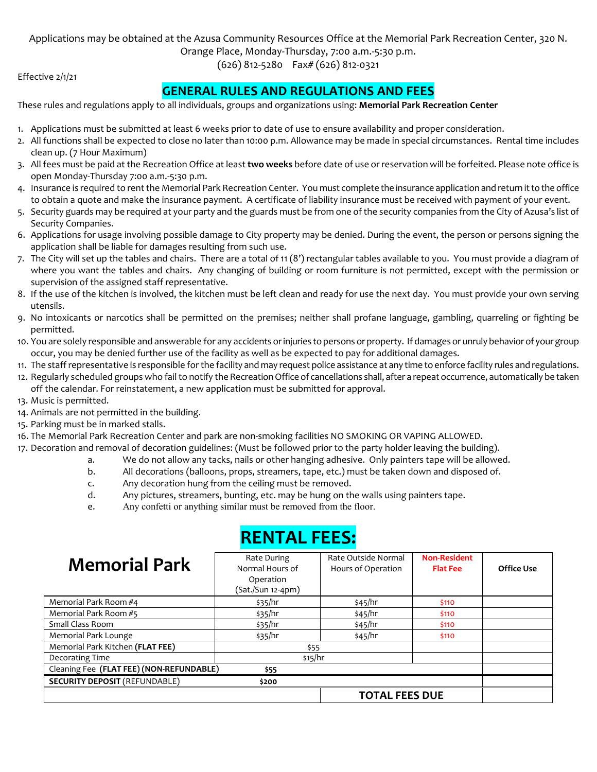Applications may be obtained at the Azusa Community Resources Office at the Memorial Park Recreation Center, 320 N. Orange Place, Monday-Thursday, 7:00 a.m.-5:30 p.m.
(626) 812-5280 Fax# (626) 812-0321

Effective 2/1/21

## GENERAL RULES AND REGULATIONS AND FEES

These rules and regulations apply to all individuals, groups and organizations using: **Memorial Park Recreation Center**

1. Applications must be submitted at least 6 weeks prior to date of use to ensure availability and proper consideration.
2. All functions shall be expected to close no later than 10:00 p.m. Allowance may be made in special circumstances. Rental time includes clean up. (7 Hour Maximum)
3. All fees must be paid at the Recreation Office at least **two weeks** before date of use or reservation will be forfeited. Please note office is open Monday-Thursday 7:00 a.m.-5:30 p.m.
4. Insurance is required to rent the Memorial Park Recreation Center. You must complete the insurance application and return it to the office to obtain a quote and make the insurance payment. A certificate of liability insurance must be received with payment of your event.
5. Security guards may be required at your party and the guards must be from one of the security companies from the City of Azusa's list of Security Companies.
6. Applications for usage involving possible damage to City property may be denied. During the event, the person or persons signing the application shall be liable for damages resulting from such use.
7. The City will set up the tables and chairs. There are a total of 11 (8') rectangular tables available to you. You must provide a diagram of where you want the tables and chairs. Any changing of building or room furniture is not permitted, except with the permission or supervision of the assigned staff representative.
8. If the use of the kitchen is involved, the kitchen must be left clean and ready for use the next day. You must provide your own serving utensils.
9. No intoxicants or narcotics shall be permitted on the premises; neither shall profane language, gambling, quarreling or fighting be permitted.
10. You are solely responsible and answerable for any accidents or injuries to persons or property. If damages or unruly behavior of your group occur, you may be denied further use of the facility as well as be expected to pay for additional damages.
11. The staff representative is responsible for the facility and may request police assistance at any time to enforce facility rules and regulations.
12. Regularly scheduled groups who fail to notify the Recreation Office of cancellations shall, after a repeat occurrence, automatically be taken off the calendar. For reinstatement, a new application must be submitted for approval.
13. Music is permitted.
14. Animals are not permitted in the building.
15. Parking must be in marked stalls.
16. The Memorial Park Recreation Center and park are non-smoking facilities NO SMOKING OR VAPING ALLOWED.
17. Decoration and removal of decoration guidelines: (Must be followed prior to the party holder leaving the building).
    a. We do not allow any tacks, nails or other hanging adhesive. Only painters tape will be allowed.
    b. All decorations (balloons, props, streamers, tape, etc.) must be taken down and disposed of.
    c. Any decoration hung from the ceiling must be removed.
    d. Any pictures, streamers, bunting, etc. may be hung on the walls using painters tape.
    e. Any confetti or anything similar must be removed from the floor.

## RENTAL FEES:

| Memorial Park | Rate During Normal Hours of Operation (Sat./Sun 12-4pm) | Rate Outside Normal Hours of Operation | Non-Resident Flat Fee | Office Use |
|---|---|---|---|---|
| Memorial Park Room #4 | $35/hr | $45/hr | $110 | |
| Memorial Park Room #5 | $35/hr | $45/hr | $110 | |
| Small Class Room | $35/hr | $45/hr | $110 | |
| Memorial Park Lounge | $35/hr | $45/hr | $110 | |
| Memorial Park Kitchen **(FLAT FEE)** | $55 | | | |
| Decorating Time | $15/hr | | | |
| Cleaning Fee **(FLAT FEE) (NON-REFUNDABLE)** | **$55** | | | |
| **SECURITY DEPOSIT** (REFUNDABLE) | **$200** | | | |
| | | **TOTAL FEES DUE** | | |